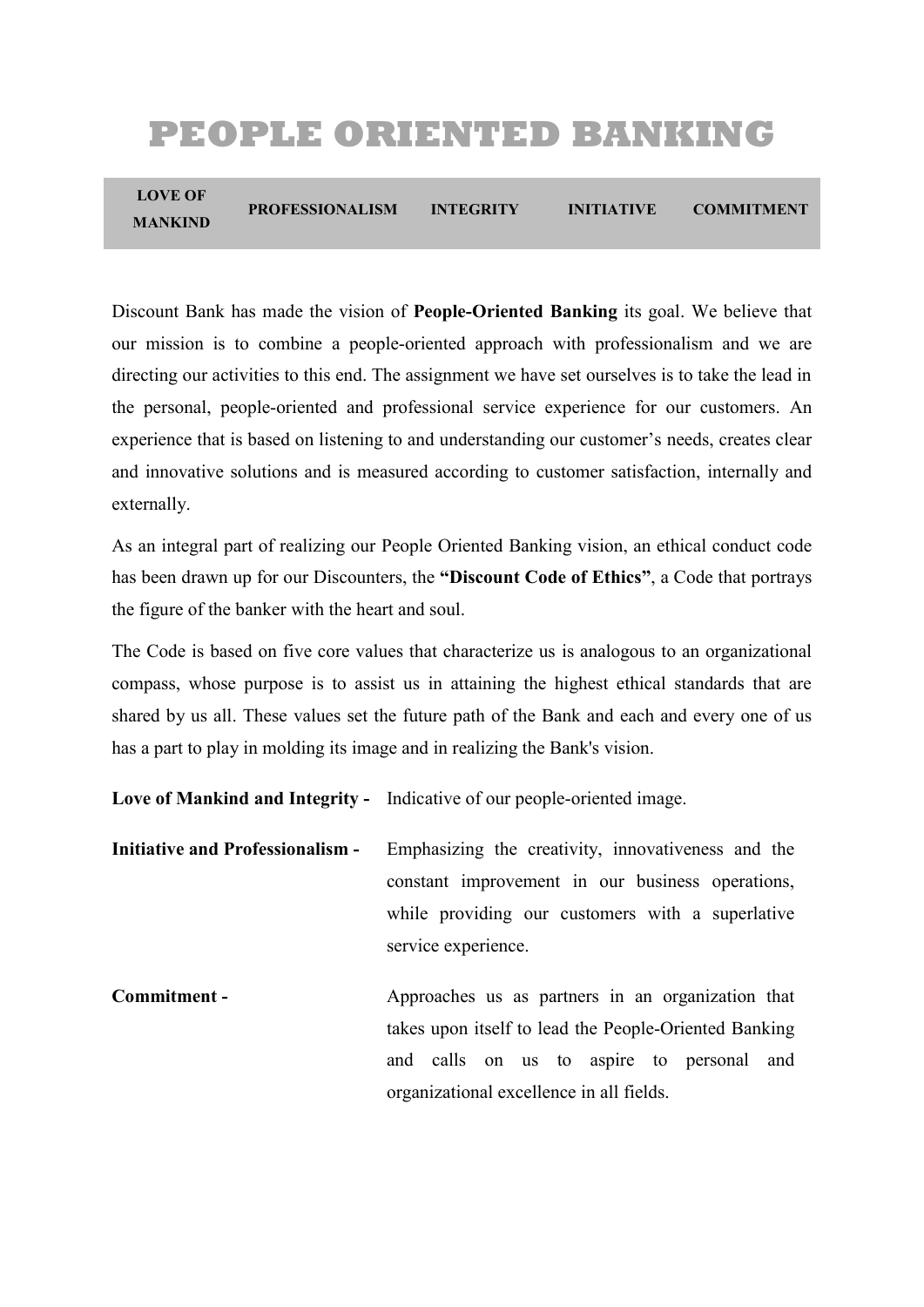# PEOPLE ORIENTED BANKING

| LOVE OF MANKIND | PROFESSIONALISM | INTEGRITY | INITIATIVE | COMMITMENT |
|---|---|---|---|---|

Discount Bank has made the vision of **People-Oriented Banking** its goal. We believe that our mission is to combine a people-oriented approach with professionalism and we are directing our activities to this end. The assignment we have set ourselves is to take the lead in the personal, people-oriented and professional service experience for our customers. An experience that is based on listening to and understanding our customer's needs, creates clear and innovative solutions and is measured according to customer satisfaction, internally and externally.

As an integral part of realizing our People Oriented Banking vision, an ethical conduct code has been drawn up for our Discounters, the **"Discount Code of Ethics"**, a Code that portrays the figure of the banker with the heart and soul.

The Code is based on five core values that characterize us is analogous to an organizational compass, whose purpose is to assist us in attaining the highest ethical standards that are shared by us all. These values set the future path of the Bank and each and every one of us has a part to play in molding its image and in realizing the Bank's vision.

**Love of Mankind and Integrity -** Indicative of our people-oriented image.

**Initiative and Professionalism -** Emphasizing the creativity, innovativeness and the constant improvement in our business operations, while providing our customers with a superlative service experience.

**Commitment -** Approaches us as partners in an organization that takes upon itself to lead the People-Oriented Banking and calls on us to aspire to personal and organizational excellence in all fields.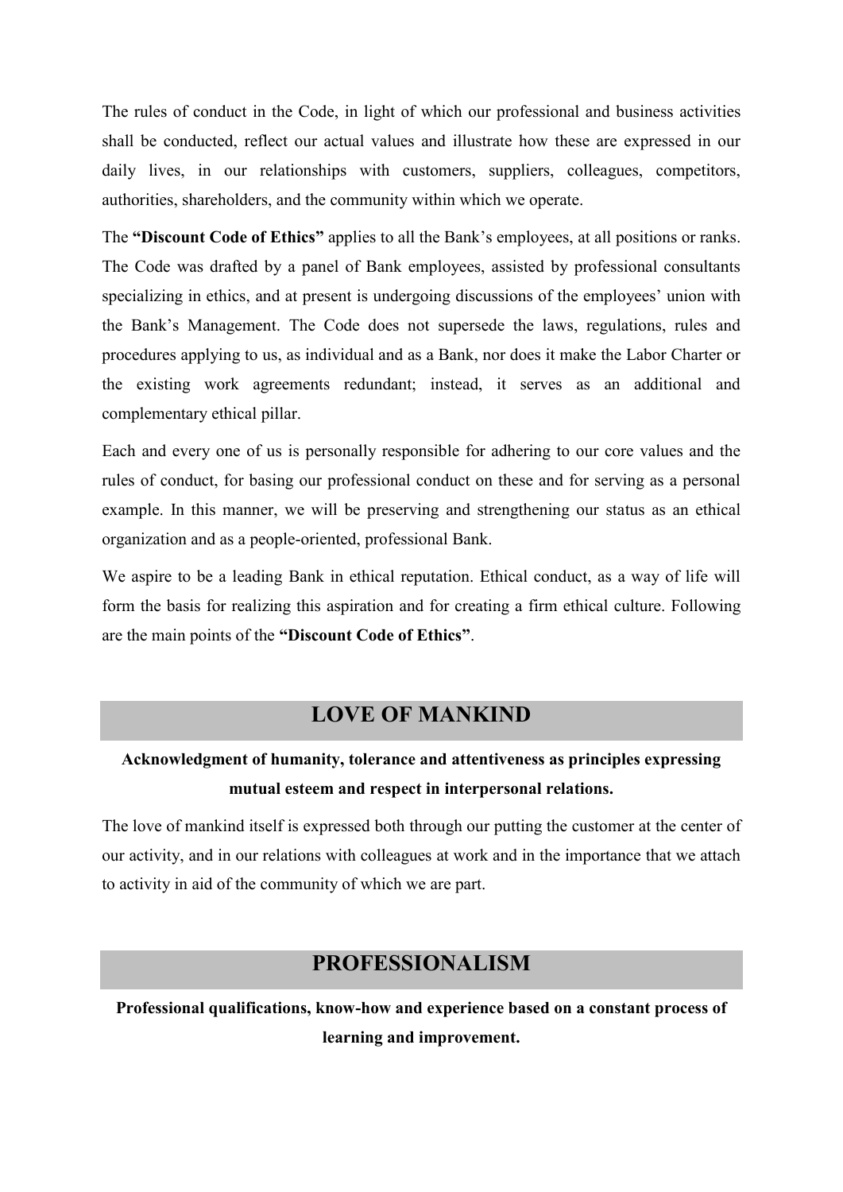The rules of conduct in the Code, in light of which our professional and business activities shall be conducted, reflect our actual values and illustrate how these are expressed in our daily lives, in our relationships with customers, suppliers, colleagues, competitors, authorities, shareholders, and the community within which we operate.

The **"Discount Code of Ethics"** applies to all the Bank's employees, at all positions or ranks. The Code was drafted by a panel of Bank employees, assisted by professional consultants specializing in ethics, and at present is undergoing discussions of the employees' union with the Bank's Management. The Code does not supersede the laws, regulations, rules and procedures applying to us, as individual and as a Bank, nor does it make the Labor Charter or the existing work agreements redundant; instead, it serves as an additional and complementary ethical pillar.

Each and every one of us is personally responsible for adhering to our core values and the rules of conduct, for basing our professional conduct on these and for serving as a personal example. In this manner, we will be preserving and strengthening our status as an ethical organization and as a people-oriented, professional Bank.

We aspire to be a leading Bank in ethical reputation. Ethical conduct, as a way of life will form the basis for realizing this aspiration and for creating a firm ethical culture. Following are the main points of the **"Discount Code of Ethics"**.

## LOVE OF MANKIND

**Acknowledgment of humanity, tolerance and attentiveness as principles expressing mutual esteem and respect in interpersonal relations.**

The love of mankind itself is expressed both through our putting the customer at the center of our activity, and in our relations with colleagues at work and in the importance that we attach to activity in aid of the community of which we are part.

## PROFESSIONALISM

**Professional qualifications, know-how and experience based on a constant process of learning and improvement.**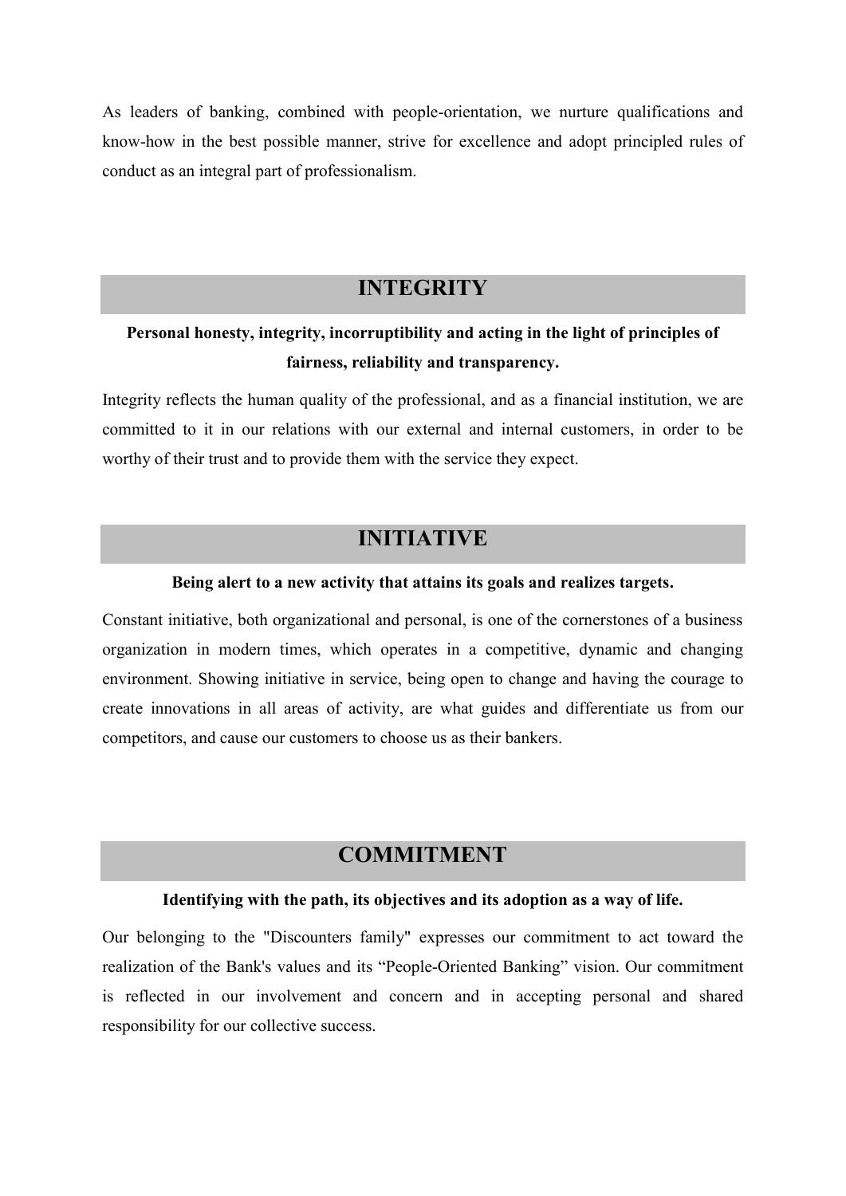As leaders of banking, combined with people-orientation, we nurture qualifications and know-how in the best possible manner, strive for excellence and adopt principled rules of conduct as an integral part of professionalism.

## INTEGRITY

**Personal honesty, integrity, incorruptibility and acting in the light of principles of fairness, reliability and transparency.**

Integrity reflects the human quality of the professional, and as a financial institution, we are committed to it in our relations with our external and internal customers, in order to be worthy of their trust and to provide them with the service they expect.

## INITIATIVE

**Being alert to a new activity that attains its goals and realizes targets.**

Constant initiative, both organizational and personal, is one of the cornerstones of a business organization in modern times, which operates in a competitive, dynamic and changing environment. Showing initiative in service, being open to change and having the courage to create innovations in all areas of activity, are what guides and differentiate us from our competitors, and cause our customers to choose us as their bankers.

## COMMITMENT

**Identifying with the path, its objectives and its adoption as a way of life.**

Our belonging to the "Discounters family" expresses our commitment to act toward the realization of the Bank's values and its "People-Oriented Banking" vision. Our commitment is reflected in our involvement and concern and in accepting personal and shared responsibility for our collective success.